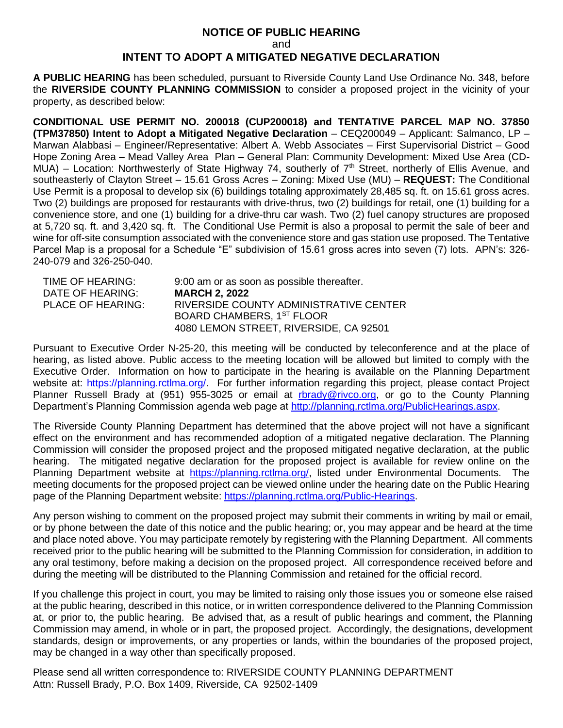# NOTICE OF PUBLIC HEARING
and
# INTENT TO ADOPT A MITIGATED NEGATIVE DECLARATION

**A PUBLIC HEARING** has been scheduled, pursuant to Riverside County Land Use Ordinance No. 348, before the **RIVERSIDE COUNTY PLANNING COMMISSION** to consider a proposed project in the vicinity of your property, as described below:

**CONDITIONAL USE PERMIT NO. 200018 (CUP200018) and TENTATIVE PARCEL MAP NO. 37850 (TPM37850) Intent to Adopt a Mitigated Negative Declaration** – CEQ200049 – Applicant: Salmanco, LP – Marwan Alabbasi – Engineer/Representative: Albert A. Webb Associates – First Supervisorial District – Good Hope Zoning Area – Mead Valley Area Plan – General Plan: Community Development: Mixed Use Area (CD-MUA) – Location: Northwesterly of State Highway 74, southerly of 7th Street, northerly of Ellis Avenue, and southeasterly of Clayton Street – 15.61 Gross Acres – Zoning: Mixed Use (MU) – **REQUEST:** The Conditional Use Permit is a proposal to develop six (6) buildings totaling approximately 28,485 sq. ft. on 15.61 gross acres. Two (2) buildings are proposed for restaurants with drive-thrus, two (2) buildings for retail, one (1) building for a convenience store, and one (1) building for a drive-thru car wash. Two (2) fuel canopy structures are proposed at 5,720 sq. ft. and 3,420 sq. ft. The Conditional Use Permit is also a proposal to permit the sale of beer and wine for off-site consumption associated with the convenience store and gas station use proposed. The Tentative Parcel Map is a proposal for a Schedule "E" subdivision of 15.61 gross acres into seven (7) lots. APN's: 326-240-079 and 326-250-040.

TIME OF HEARING: 9:00 am or as soon as possible thereafter.
DATE OF HEARING: **MARCH 2, 2022**
PLACE OF HEARING: RIVERSIDE COUNTY ADMINISTRATIVE CENTER
BOARD CHAMBERS, 1ST FLOOR
4080 LEMON STREET, RIVERSIDE, CA 92501

Pursuant to Executive Order N-25-20, this meeting will be conducted by teleconference and at the place of hearing, as listed above. Public access to the meeting location will be allowed but limited to comply with the Executive Order. Information on how to participate in the hearing is available on the Planning Department website at: https://planning.rctlma.org/. For further information regarding this project, please contact Project Planner Russell Brady at (951) 955-3025 or email at rbrady@rivco.org, or go to the County Planning Department's Planning Commission agenda web page at http://planning.rctlma.org/PublicHearings.aspx.

The Riverside County Planning Department has determined that the above project will not have a significant effect on the environment and has recommended adoption of a mitigated negative declaration. The Planning Commission will consider the proposed project and the proposed mitigated negative declaration, at the public hearing. The mitigated negative declaration for the proposed project is available for review online on the Planning Department website at https://planning.rctlma.org/, listed under Environmental Documents. The meeting documents for the proposed project can be viewed online under the hearing date on the Public Hearing page of the Planning Department website: https://planning.rctlma.org/Public-Hearings.

Any person wishing to comment on the proposed project may submit their comments in writing by mail or email, or by phone between the date of this notice and the public hearing; or, you may appear and be heard at the time and place noted above. You may participate remotely by registering with the Planning Department. All comments received prior to the public hearing will be submitted to the Planning Commission for consideration, in addition to any oral testimony, before making a decision on the proposed project. All correspondence received before and during the meeting will be distributed to the Planning Commission and retained for the official record.

If you challenge this project in court, you may be limited to raising only those issues you or someone else raised at the public hearing, described in this notice, or in written correspondence delivered to the Planning Commission at, or prior to, the public hearing. Be advised that, as a result of public hearings and comment, the Planning Commission may amend, in whole or in part, the proposed project. Accordingly, the designations, development standards, design or improvements, or any properties or lands, within the boundaries of the proposed project, may be changed in a way other than specifically proposed.

Please send all written correspondence to: RIVERSIDE COUNTY PLANNING DEPARTMENT
Attn: Russell Brady, P.O. Box 1409, Riverside, CA 92502-1409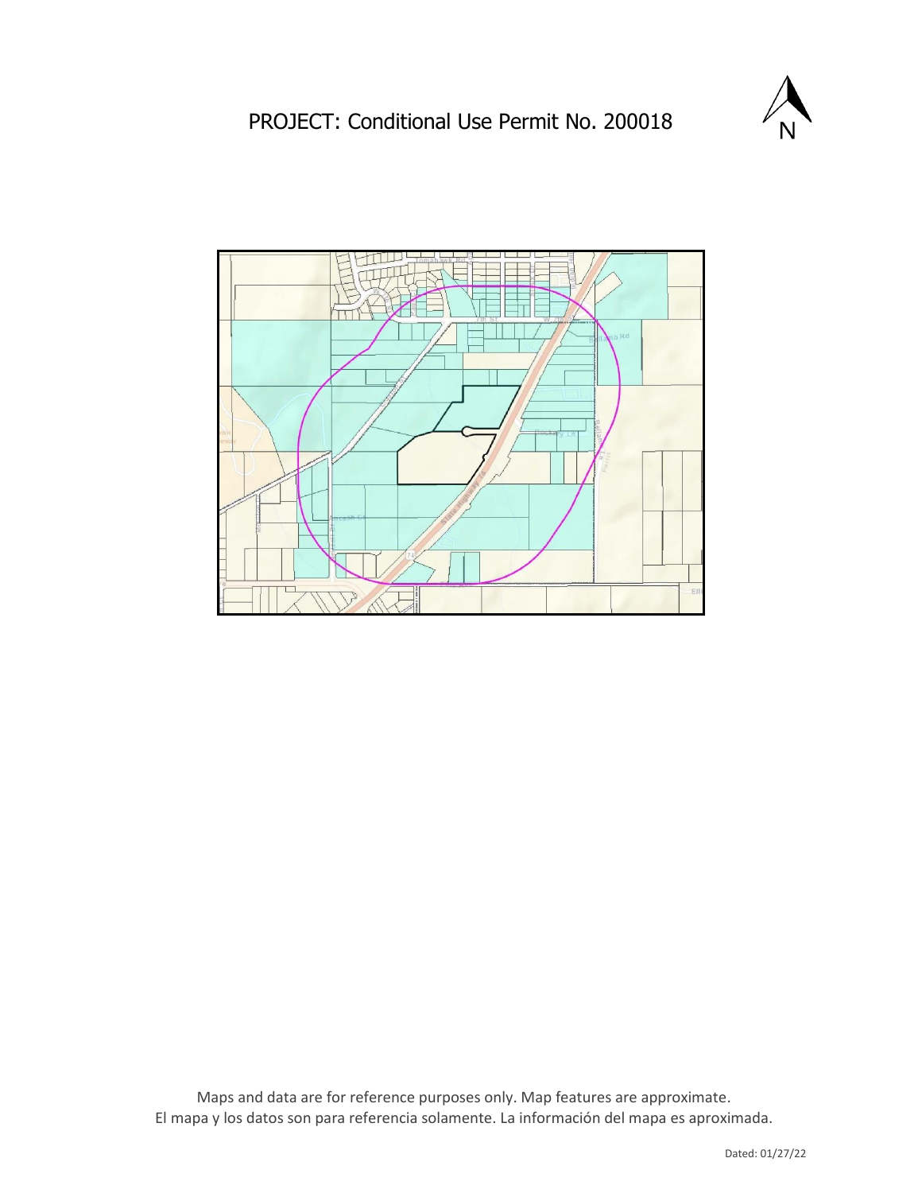PROJECT: Conditional Use Permit No. 200018

N

Maps and data are for reference purposes only. Map features are approximate.
El mapa y los datos son para referencia solamente. La información del mapa es aproximada.

Dated: 01/27/22